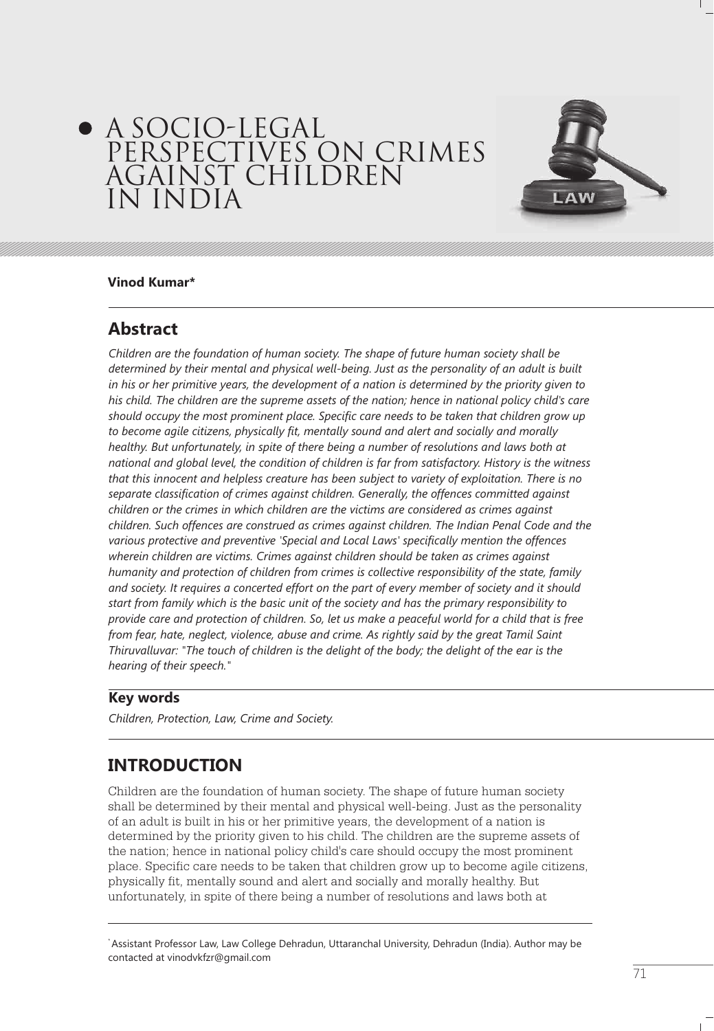# A SOCIO-LEGAL PERSPECTIVES ON CRIMES AGAINST CHILDREN IN INDIA

**Vinod Kumar***

## Abstract

*Children are the foundation of human society. The shape of future human society shall be determined by their mental and physical well-being. Just as the personality of an adult is built in his or her primitive years, the development of a nation is determined by the priority given to his child. The children are the supreme assets of the nation; hence in national policy child's care should occupy the most prominent place. Specific care needs to be taken that children grow up to become agile citizens, physically fit, mentally sound and alert and socially and morally healthy. But unfortunately, in spite of there being a number of resolutions and laws both at national and global level, the condition of children is far from satisfactory. History is the witness that this innocent and helpless creature has been subject to variety of exploitation. There is no separate classification of crimes against children. Generally, the offences committed against children or the crimes in which children are the victims are considered as crimes against children. Such offences are construed as crimes against children. The Indian Penal Code and the various protective and preventive 'Special and Local Laws' specifically mention the offences wherein children are victims. Crimes against children should be taken as crimes against humanity and protection of children from crimes is collective responsibility of the state, family and society. It requires a concerted effort on the part of every member of society and it should start from family which is the basic unit of the society and has the primary responsibility to provide care and protection of children. So, let us make a peaceful world for a child that is free from fear, hate, neglect, violence, abuse and crime. As rightly said by the great Tamil Saint Thiruvalluvar: "The touch of children is the delight of the body; the delight of the ear is the hearing of their speech."*

### Key words

*Children, Protection, Law, Crime and Society.*

## INTRODUCTION

Children are the foundation of human society. The shape of future human society shall be determined by their mental and physical well-being. Just as the personality of an adult is built in his or her primitive years, the development of a nation is determined by the priority given to his child. The children are the supreme assets of the nation; hence in national policy child's care should occupy the most prominent place. Specific care needs to be taken that children grow up to become agile citizens, physically fit, mentally sound and alert and socially and morally healthy. But unfortunately, in spite of there being a number of resolutions and laws both at

---

* Assistant Professor Law, Law College Dehradun, Uttaranchal University, Dehradun (India). Author may be contacted at vinodvkfzr@gmail.com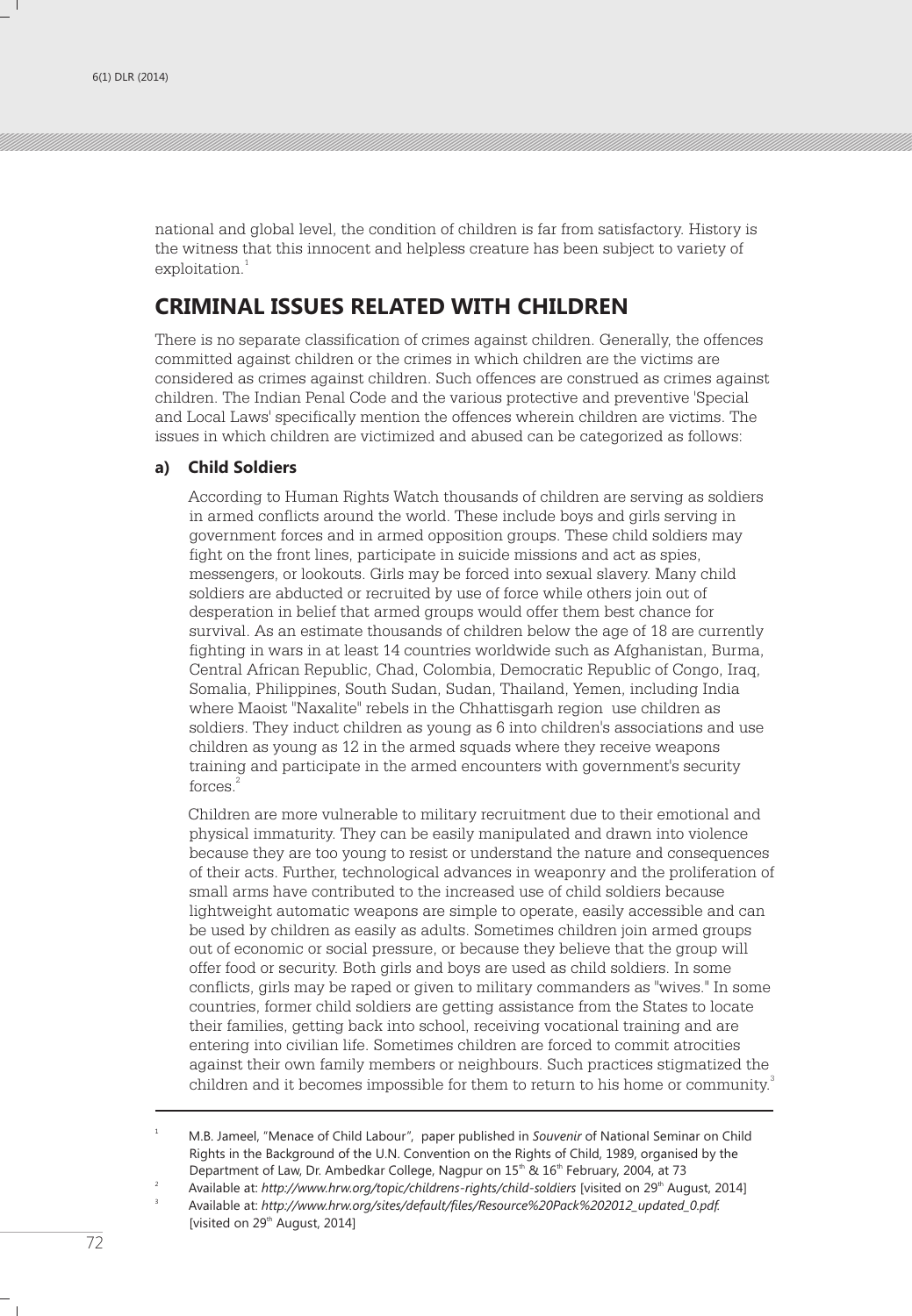national and global level, the condition of children is far from satisfactory. History is the witness that this innocent and helpless creature has been subject to variety of exploitation.[1]

## CRIMINAL ISSUES RELATED WITH CHILDREN

There is no separate classification of crimes against children. Generally, the offences committed against children or the crimes in which children are the victims are considered as crimes against children. Such offences are construed as crimes against children. The Indian Penal Code and the various protective and preventive 'Special and Local Laws' specifically mention the offences wherein children are victims. The issues in which children are victimized and abused can be categorized as follows:

### a) Child Soldiers

According to Human Rights Watch thousands of children are serving as soldiers in armed conflicts around the world. These include boys and girls serving in government forces and in armed opposition groups. These child soldiers may fight on the front lines, participate in suicide missions and act as spies, messengers, or lookouts. Girls may be forced into sexual slavery. Many child soldiers are abducted or recruited by use of force while others join out of desperation in belief that armed groups would offer them best chance for survival. As an estimate thousands of children below the age of 18 are currently fighting in wars in at least 14 countries worldwide such as Afghanistan, Burma, Central African Republic, Chad, Colombia, Democratic Republic of Congo, Iraq, Somalia, Philippines, South Sudan, Sudan, Thailand, Yemen, including India where Maoist "Naxalite" rebels in the Chhattisgarh region use children as soldiers. They induct children as young as 6 into children's associations and use children as young as 12 in the armed squads where they receive weapons training and participate in the armed encounters with government's security forces.[2]

Children are more vulnerable to military recruitment due to their emotional and physical immaturity. They can be easily manipulated and drawn into violence because they are too young to resist or understand the nature and consequences of their acts. Further, technological advances in weaponry and the proliferation of small arms have contributed to the increased use of child soldiers because lightweight automatic weapons are simple to operate, easily accessible and can be used by children as easily as adults. Sometimes children join armed groups out of economic or social pressure, or because they believe that the group will offer food or security. Both girls and boys are used as child soldiers. In some conflicts, girls may be raped or given to military commanders as "wives." In some countries, former child soldiers are getting assistance from the States to locate their families, getting back into school, receiving vocational training and are entering into civilian life. Sometimes children are forced to commit atrocities against their own family members or neighbours. Such practices stigmatized the children and it becomes impossible for them to return to his home or community.[3]

---

[1] M.B. Jameel, "Menace of Child Labour", paper published in *Souvenir* of National Seminar on Child Rights in the Background of the U.N. Convention on the Rights of Child, 1989, organised by the Department of Law, Dr. Ambedkar College, Nagpur on 15th & 16th February, 2004, at 73

[2] Available at: *http://www.hrw.org/topic/childrens-rights/child-soldiers* [visited on 29th August, 2014]

[3] Available at: *http://www.hrw.org/sites/default/files/Resource%20Pack%202012_updated_0.pdf.* [visited on 29th August, 2014]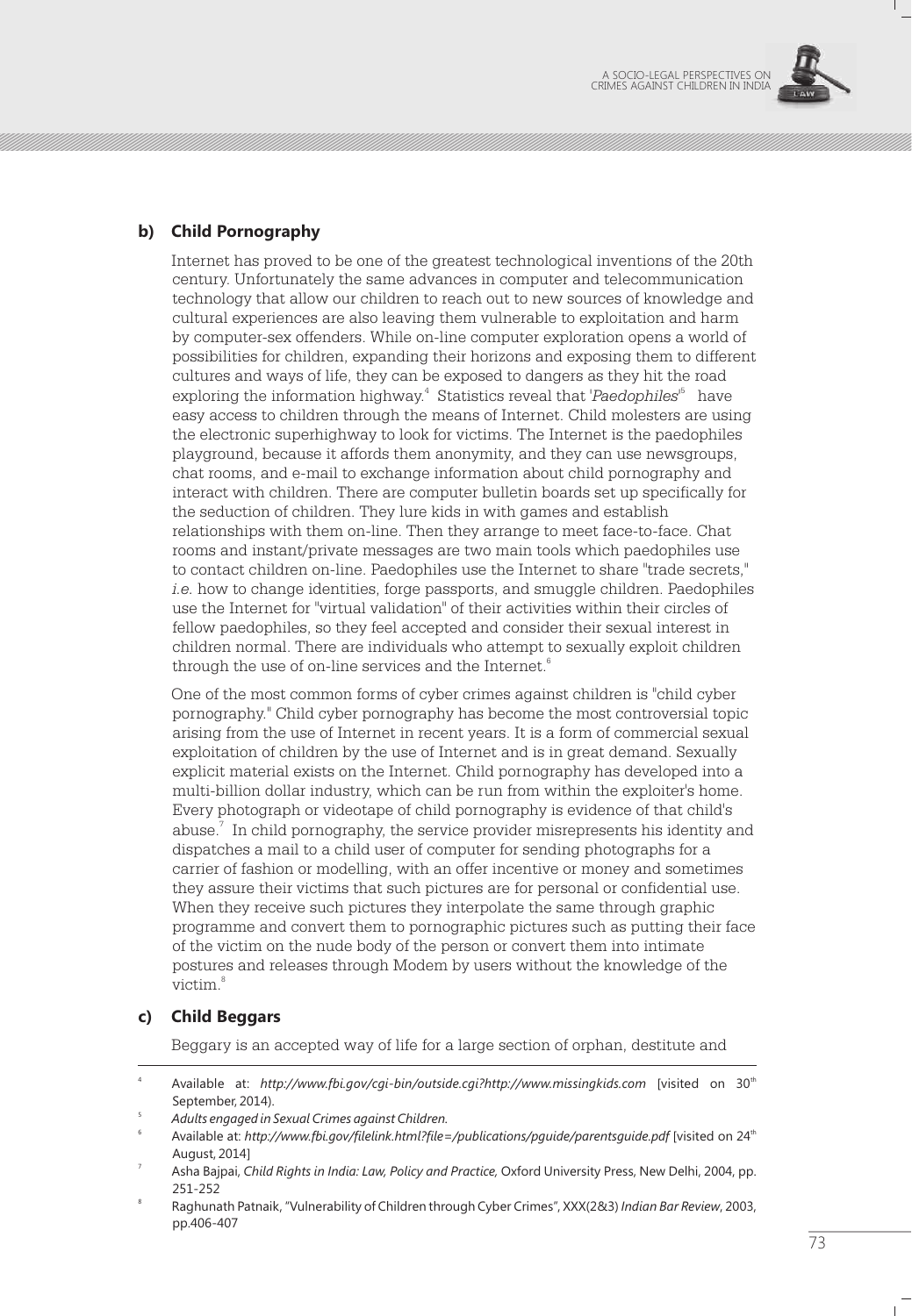### b) Child Pornography

Internet has proved to be one of the greatest technological inventions of the 20th century. Unfortunately the same advances in computer and telecommunication technology that allow our children to reach out to new sources of knowledge and cultural experiences are also leaving them vulnerable to exploitation and harm by computer-sex offenders. While on-line computer exploration opens a world of possibilities for children, expanding their horizons and exposing them to different cultures and ways of life, they can be exposed to dangers as they hit the road exploring the information highway.[4] Statistics reveal that '*Paedophiles*'[5] have easy access to children through the means of Internet. Child molesters are using the electronic superhighway to look for victims. The Internet is the paedophiles playground, because it affords them anonymity, and they can use newsgroups, chat rooms, and e-mail to exchange information about child pornography and interact with children. There are computer bulletin boards set up specifically for the seduction of children. They lure kids in with games and establish relationships with them on-line. Then they arrange to meet face-to-face. Chat rooms and instant/private messages are two main tools which paedophiles use to contact children on-line. Paedophiles use the Internet to share "trade secrets," *i.e.* how to change identities, forge passports, and smuggle children. Paedophiles use the Internet for "virtual validation" of their activities within their circles of fellow paedophiles, so they feel accepted and consider their sexual interest in children normal. There are individuals who attempt to sexually exploit children through the use of on-line services and the Internet.[6]

One of the most common forms of cyber crimes against children is "child cyber pornography." Child cyber pornography has become the most controversial topic arising from the use of Internet in recent years. It is a form of commercial sexual exploitation of children by the use of Internet and is in great demand. Sexually explicit material exists on the Internet. Child pornography has developed into a multi-billion dollar industry, which can be run from within the exploiter's home. Every photograph or videotape of child pornography is evidence of that child's abuse.[7] In child pornography, the service provider misrepresents his identity and dispatches a mail to a child user of computer for sending photographs for a carrier of fashion or modelling, with an offer incentive or money and sometimes they assure their victims that such pictures are for personal or confidential use. When they receive such pictures they interpolate the same through graphic programme and convert them to pornographic pictures such as putting their face of the victim on the nude body of the person or convert them into intimate postures and releases through Modem by users without the knowledge of the victim.[8]

### c) Child Beggars

Beggary is an accepted way of life for a large section of orphan, destitute and

---

[4] Available at: *http://www.fbi.gov/cgi-bin/outside.cgi?http://www.missingkids.com* [visited on 30th September, 2014).

[5] *Adults engaged in Sexual Crimes against Children.*

[6] Available at: *http://www.fbi.gov/filelink.html?file=/publications/pguide/parentsguide.pdf* [visited on 24th August, 2014]

[7] Asha Bajpai, *Child Rights in India: Law, Policy and Practice,* Oxford University Press, New Delhi, 2004, pp. 251-252

[8] Raghunath Patnaik, "Vulnerability of Children through Cyber Crimes", XXX(2&3) *Indian Bar Review*, 2003, pp.406-407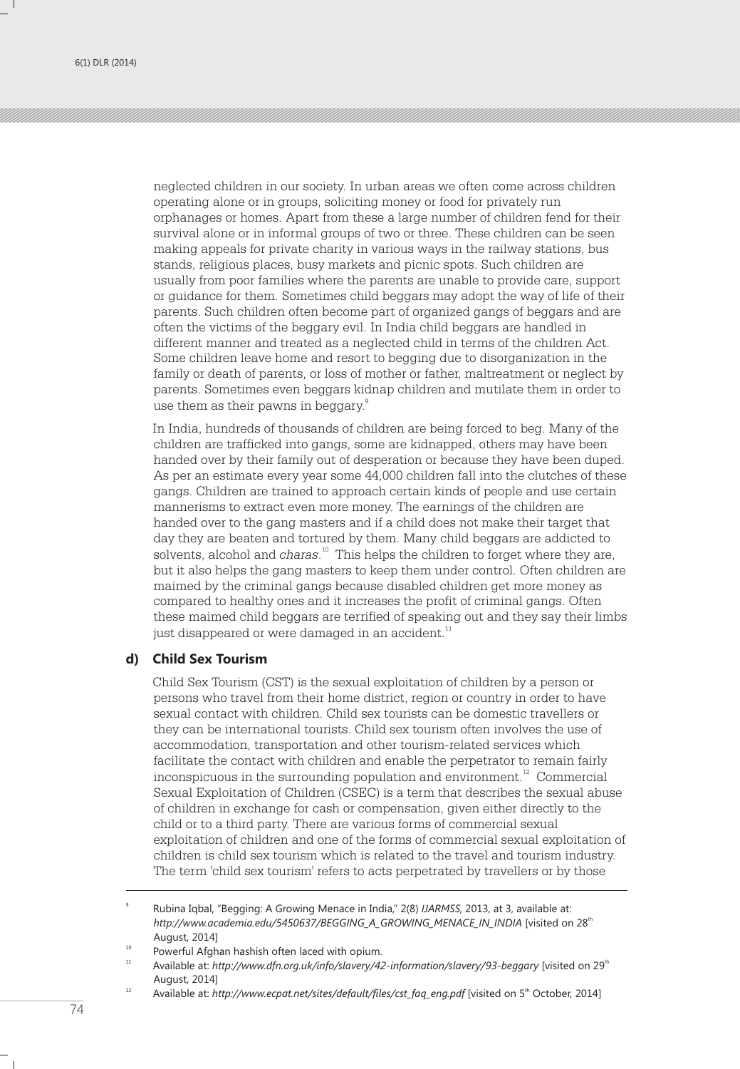neglected children in our society. In urban areas we often come across children operating alone or in groups, soliciting money or food for privately run orphanages or homes. Apart from these a large number of children fend for their survival alone or in informal groups of two or three. These children can be seen making appeals for private charity in various ways in the railway stations, bus stands, religious places, busy markets and picnic spots. Such children are usually from poor families where the parents are unable to provide care, support or guidance for them. Sometimes child beggars may adopt the way of life of their parents. Such children often become part of organized gangs of beggars and are often the victims of the beggary evil. In India child beggars are handled in different manner and treated as a neglected child in terms of the children Act. Some children leave home and resort to begging due to disorganization in the family or death of parents, or loss of mother or father, maltreatment or neglect by parents. Sometimes even beggars kidnap children and mutilate them in order to use them as their pawns in beggary.[9]

In India, hundreds of thousands of children are being forced to beg. Many of the children are trafficked into gangs, some are kidnapped, others may have been handed over by their family out of desperation or because they have been duped. As per an estimate every year some 44,000 children fall into the clutches of these gangs. Children are trained to approach certain kinds of people and use certain mannerisms to extract even more money. The earnings of the children are handed over to the gang masters and if a child does not make their target that day they are beaten and tortured by them. Many child beggars are addicted to solvents, alcohol and *charas*.[10] This helps the children to forget where they are, but it also helps the gang masters to keep them under control. Often children are maimed by the criminal gangs because disabled children get more money as compared to healthy ones and it increases the profit of criminal gangs. Often these maimed child beggars are terrified of speaking out and they say their limbs just disappeared or were damaged in an accident.[11]

### d) Child Sex Tourism

Child Sex Tourism (CST) is the sexual exploitation of children by a person or persons who travel from their home district, region or country in order to have sexual contact with children. Child sex tourists can be domestic travellers or they can be international tourists. Child sex tourism often involves the use of accommodation, transportation and other tourism-related services which facilitate the contact with children and enable the perpetrator to remain fairly inconspicuous in the surrounding population and environment.[12] Commercial Sexual Exploitation of Children (CSEC) is a term that describes the sexual abuse of children in exchange for cash or compensation, given either directly to the child or to a third party. There are various forms of commercial sexual exploitation of children and one of the forms of commercial sexual exploitation of children is child sex tourism which is related to the travel and tourism industry. The term 'child sex tourism' refers to acts perpetrated by travellers or by those

---

[9] Rubina Iqbal, "Begging: A Growing Menace in India," 2(8) *IJARMSS,* 2013, at 3, available at: *http://www.academia.edu/5450637/BEGGING_A_GROWING_MENACE_IN_INDIA* [visited on 28th August, 2014]

[10] Powerful Afghan hashish often laced with opium.

[11] Available at: *http://www.dfn.org.uk/info/slavery/42-information/slavery/93-beggary* [visited on 29th August, 2014]

[12] Available at: *http://www.ecpat.net/sites/default/files/cst_faq_eng.pdf* [visited on 5th October, 2014]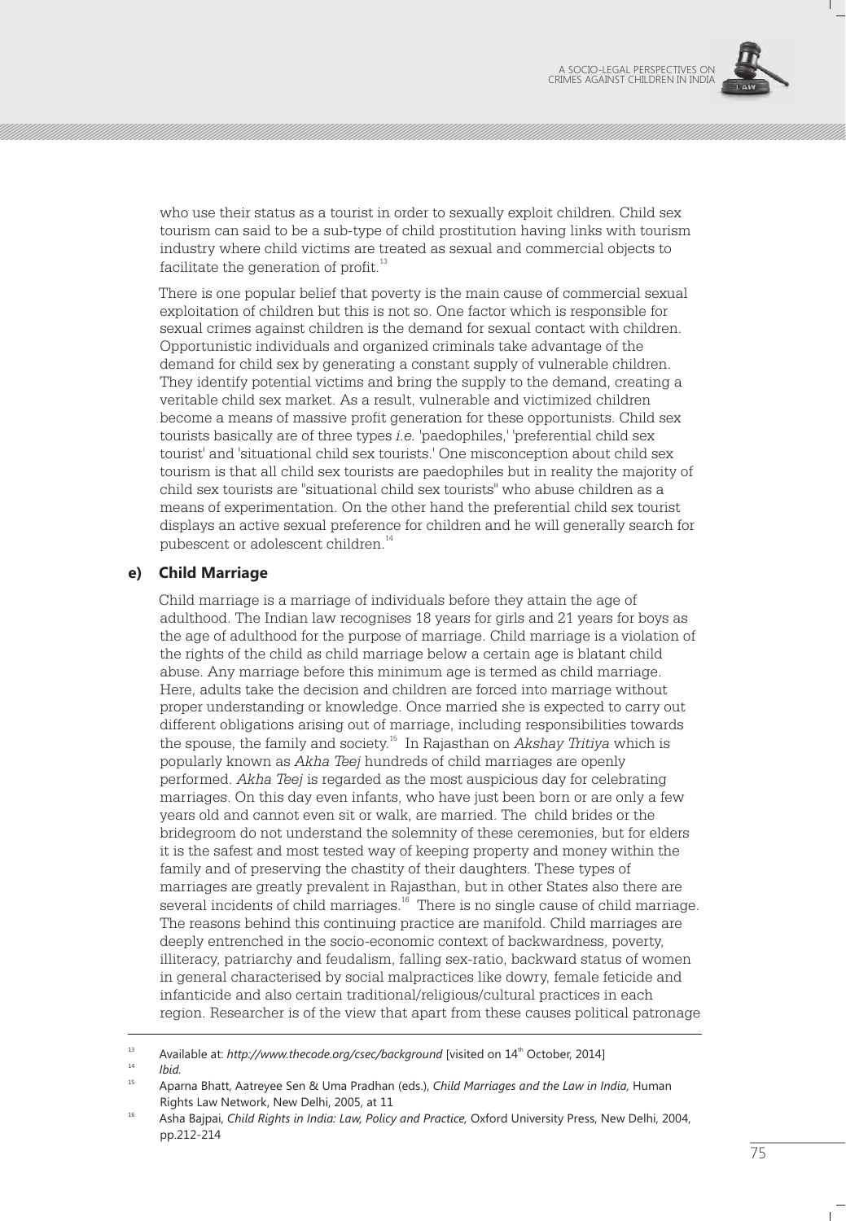who use their status as a tourist in order to sexually exploit children. Child sex tourism can said to be a sub-type of child prostitution having links with tourism industry where child victims are treated as sexual and commercial objects to facilitate the generation of profit.[13]

There is one popular belief that poverty is the main cause of commercial sexual exploitation of children but this is not so. One factor which is responsible for sexual crimes against children is the demand for sexual contact with children. Opportunistic individuals and organized criminals take advantage of the demand for child sex by generating a constant supply of vulnerable children. They identify potential victims and bring the supply to the demand, creating a veritable child sex market. As a result, vulnerable and victimized children become a means of massive profit generation for these opportunists. Child sex tourists basically are of three types *i.e.* 'paedophiles,' 'preferential child sex tourist' and 'situational child sex tourists.' One misconception about child sex tourism is that all child sex tourists are paedophiles but in reality the majority of child sex tourists are "situational child sex tourists" who abuse children as a means of experimentation. On the other hand the preferential child sex tourist displays an active sexual preference for children and he will generally search for pubescent or adolescent children.[14]

### e) Child Marriage

Child marriage is a marriage of individuals before they attain the age of adulthood. The Indian law recognises 18 years for girls and 21 years for boys as the age of adulthood for the purpose of marriage. Child marriage is a violation of the rights of the child as child marriage below a certain age is blatant child abuse. Any marriage before this minimum age is termed as child marriage. Here, adults take the decision and children are forced into marriage without proper understanding or knowledge. Once married she is expected to carry out different obligations arising out of marriage, including responsibilities towards the spouse, the family and society.[15] In Rajasthan on *Akshay Tritiya* which is popularly known as *Akha Teej* hundreds of child marriages are openly performed. *Akha Teej* is regarded as the most auspicious day for celebrating marriages. On this day even infants, who have just been born or are only a few years old and cannot even sit or walk, are married. The child brides or the bridegroom do not understand the solemnity of these ceremonies, but for elders it is the safest and most tested way of keeping property and money within the family and of preserving the chastity of their daughters. These types of marriages are greatly prevalent in Rajasthan, but in other States also there are several incidents of child marriages.[16] There is no single cause of child marriage. The reasons behind this continuing practice are manifold. Child marriages are deeply entrenched in the socio-economic context of backwardness, poverty, illiteracy, patriarchy and feudalism, falling sex-ratio, backward status of women in general characterised by social malpractices like dowry, female feticide and infanticide and also certain traditional/religious/cultural practices in each region. Researcher is of the view that apart from these causes political patronage

---

[13] Available at: *http://www.thecode.org/csec/background* [visited on 14th October, 2014]

[14] *Ibid.*

[15] Aparna Bhatt, Aatreyee Sen & Uma Pradhan (eds.), *Child Marriages and the Law in India,* Human Rights Law Network, New Delhi, 2005, at 11

[16] Asha Bajpai, *Child Rights in India: Law, Policy and Practice,* Oxford University Press, New Delhi, 2004, pp.212-214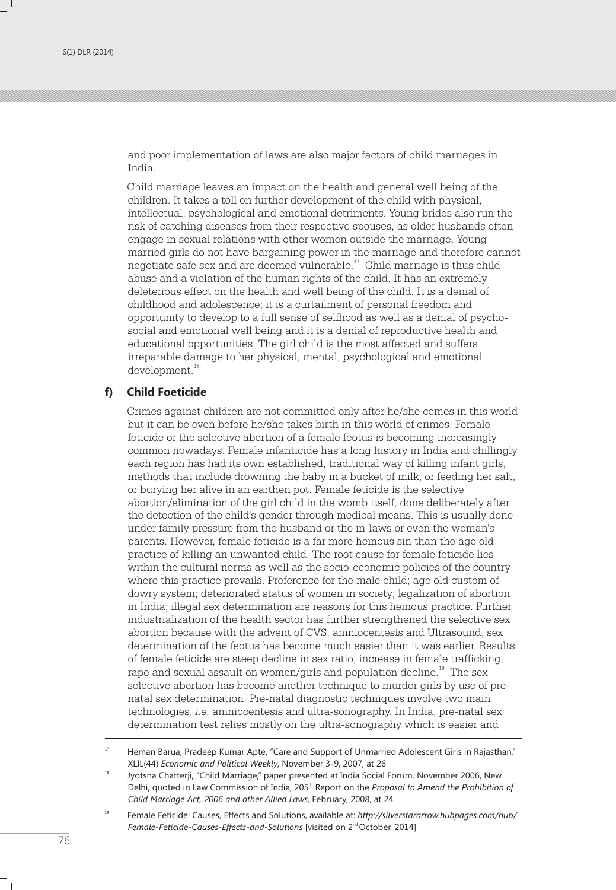and poor implementation of laws are also major factors of child marriages in India.

Child marriage leaves an impact on the health and general well being of the children. It takes a toll on further development of the child with physical, intellectual, psychological and emotional detriments. Young brides also run the risk of catching diseases from their respective spouses, as older husbands often engage in sexual relations with other women outside the marriage. Young married girls do not have bargaining power in the marriage and therefore cannot negotiate safe sex and are deemed vulnerable.[17] Child marriage is thus child abuse and a violation of the human rights of the child. It has an extremely deleterious effect on the health and well being of the child. It is a denial of childhood and adolescence; it is a curtailment of personal freedom and opportunity to develop to a full sense of selfhood as well as a denial of psycho-social and emotional well being and it is a denial of reproductive health and educational opportunities. The girl child is the most affected and suffers irreparable damage to her physical, mental, psychological and emotional development.[18]

### f) Child Foeticide

Crimes against children are not committed only after he/she comes in this world but it can be even before he/she takes birth in this world of crimes. Female feticide or the selective abortion of a female feotus is becoming increasingly common nowadays. Female infanticide has a long history in India and chillingly each region has had its own established, traditional way of killing infant girls, methods that include drowning the baby in a bucket of milk, or feeding her salt, or burying her alive in an earthen pot. Female feticide is the selective abortion/elimination of the girl child in the womb itself, done deliberately after the detection of the child's gender through medical means. This is usually done under family pressure from the husband or the in-laws or even the woman's parents. However, female feticide is a far more heinous sin than the age old practice of killing an unwanted child. The root cause for female feticide lies within the cultural norms as well as the socio-economic policies of the country where this practice prevails. Preference for the male child; age old custom of dowry system; deteriorated status of women in society; legalization of abortion in India; illegal sex determination are reasons for this heinous practice. Further, industrialization of the health sector has further strengthened the selective sex abortion because with the advent of CVS, amniocentesis and Ultrasound, sex determination of the feotus has become much easier than it was earlier. Results of female feticide are steep decline in sex ratio, increase in female trafficking, rape and sexual assault on women/girls and population decline.[19] The sex-selective abortion has become another technique to murder girls by use of pre-natal sex determination. Pre-natal diagnostic techniques involve two main technologies, *i.e.* amniocentesis and ultra-sonography. In India, pre-natal sex determination test relies mostly on the ultra-sonography which is easier and

---

[17] Heman Barua, Pradeep Kumar Apte, "Care and Support of Unmarried Adolescent Girls in Rajasthan," XLIL(44) *Economic and Political Weekly*, November 3-9, 2007, at 26

[18] Jyotsna Chatterji, "Child Marriage," paper presented at India Social Forum, November 2006, New Delhi, quoted in Law Commission of India, 205th Report on the *Proposal to Amend the Prohibition of Child Marriage Act, 2006 and other Allied Laws,* February, 2008, at 24

[19] Female Feticide: Causes, Effects and Solutions, available at: *http://silverstararrow.hubpages.com/hub/Female-Feticide-Causes-Effects-and-Solutions* [visited on 2nd October, 2014]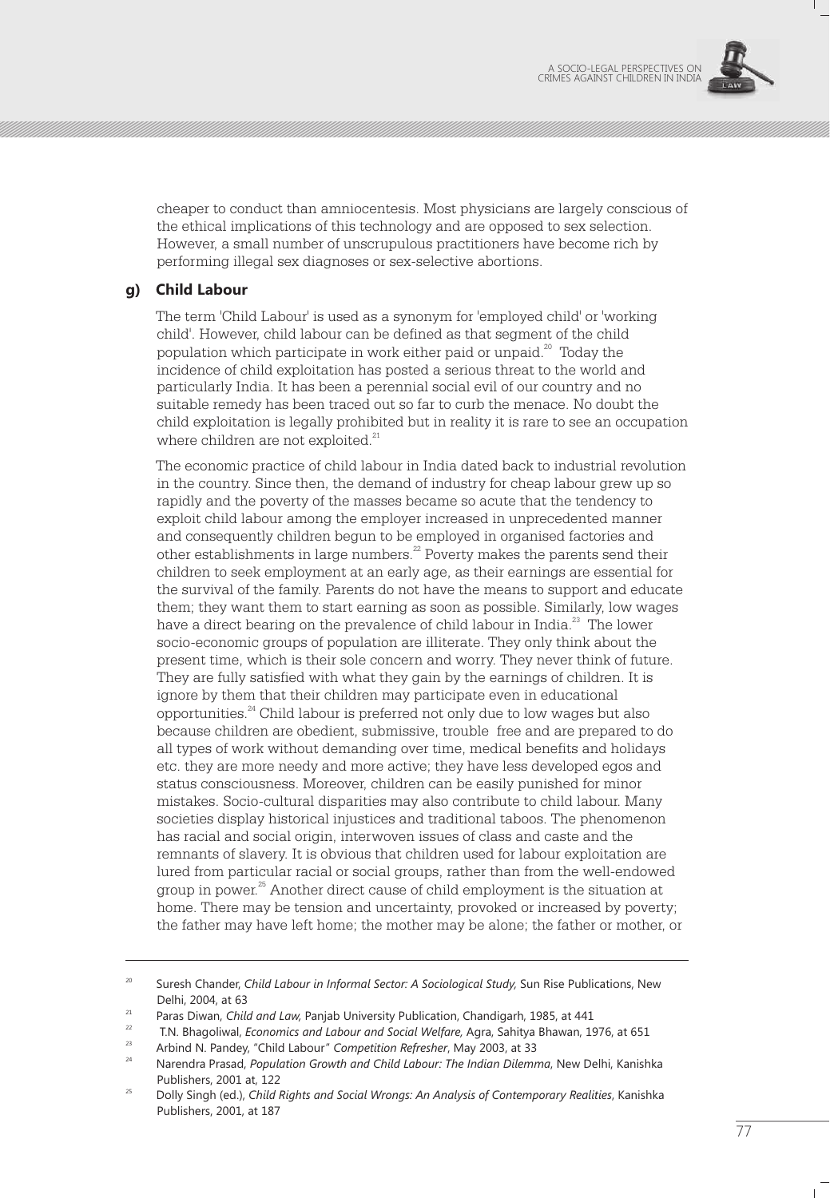cheaper to conduct than amniocentesis. Most physicians are largely conscious of the ethical implications of this technology and are opposed to sex selection. However, a small number of unscrupulous practitioners have become rich by performing illegal sex diagnoses or sex-selective abortions.

### g) Child Labour

The term 'Child Labour' is used as a synonym for 'employed child' or 'working child'. However, child labour can be defined as that segment of the child population which participate in work either paid or unpaid.[20] Today the incidence of child exploitation has posted a serious threat to the world and particularly India. It has been a perennial social evil of our country and no suitable remedy has been traced out so far to curb the menace. No doubt the child exploitation is legally prohibited but in reality it is rare to see an occupation where children are not exploited.[21]

The economic practice of child labour in India dated back to industrial revolution in the country. Since then, the demand of industry for cheap labour grew up so rapidly and the poverty of the masses became so acute that the tendency to exploit child labour among the employer increased in unprecedented manner and consequently children begun to be employed in organised factories and other establishments in large numbers.[22] Poverty makes the parents send their children to seek employment at an early age, as their earnings are essential for the survival of the family. Parents do not have the means to support and educate them; they want them to start earning as soon as possible. Similarly, low wages have a direct bearing on the prevalence of child labour in India.[23] The lower socio-economic groups of population are illiterate. They only think about the present time, which is their sole concern and worry. They never think of future. They are fully satisfied with what they gain by the earnings of children. It is ignore by them that their children may participate even in educational opportunities.[24] Child labour is preferred not only due to low wages but also because children are obedient, submissive, trouble free and are prepared to do all types of work without demanding over time, medical benefits and holidays etc. they are more needy and more active; they have less developed egos and status consciousness. Moreover, children can be easily punished for minor mistakes. Socio-cultural disparities may also contribute to child labour. Many societies display historical injustices and traditional taboos. The phenomenon has racial and social origin, interwoven issues of class and caste and the remnants of slavery. It is obvious that children used for labour exploitation are lured from particular racial or social groups, rather than from the well-endowed group in power.[25] Another direct cause of child employment is the situation at home. There may be tension and uncertainty, provoked or increased by poverty; the father may have left home; the mother may be alone; the father or mother, or

---

[20] Suresh Chander, *Child Labour in Informal Sector: A Sociological Study,* Sun Rise Publications, New Delhi, 2004, at 63

[21] Paras Diwan, *Child and Law,* Panjab University Publication, Chandigarh, 1985, at 441

[22] T.N. Bhagoliwal, *Economics and Labour and Social Welfare,* Agra, Sahitya Bhawan, 1976, at 651

[23] Arbind N. Pandey, "Child Labour" *Competition Refresher*, May 2003, at 33

[24] Narendra Prasad, *Population Growth and Child Labour: The Indian Dilemma*, New Delhi, Kanishka Publishers, 2001 at, 122

[25] Dolly Singh (ed.), *Child Rights and Social Wrongs: An Analysis of Contemporary Realities*, Kanishka Publishers, 2001, at 187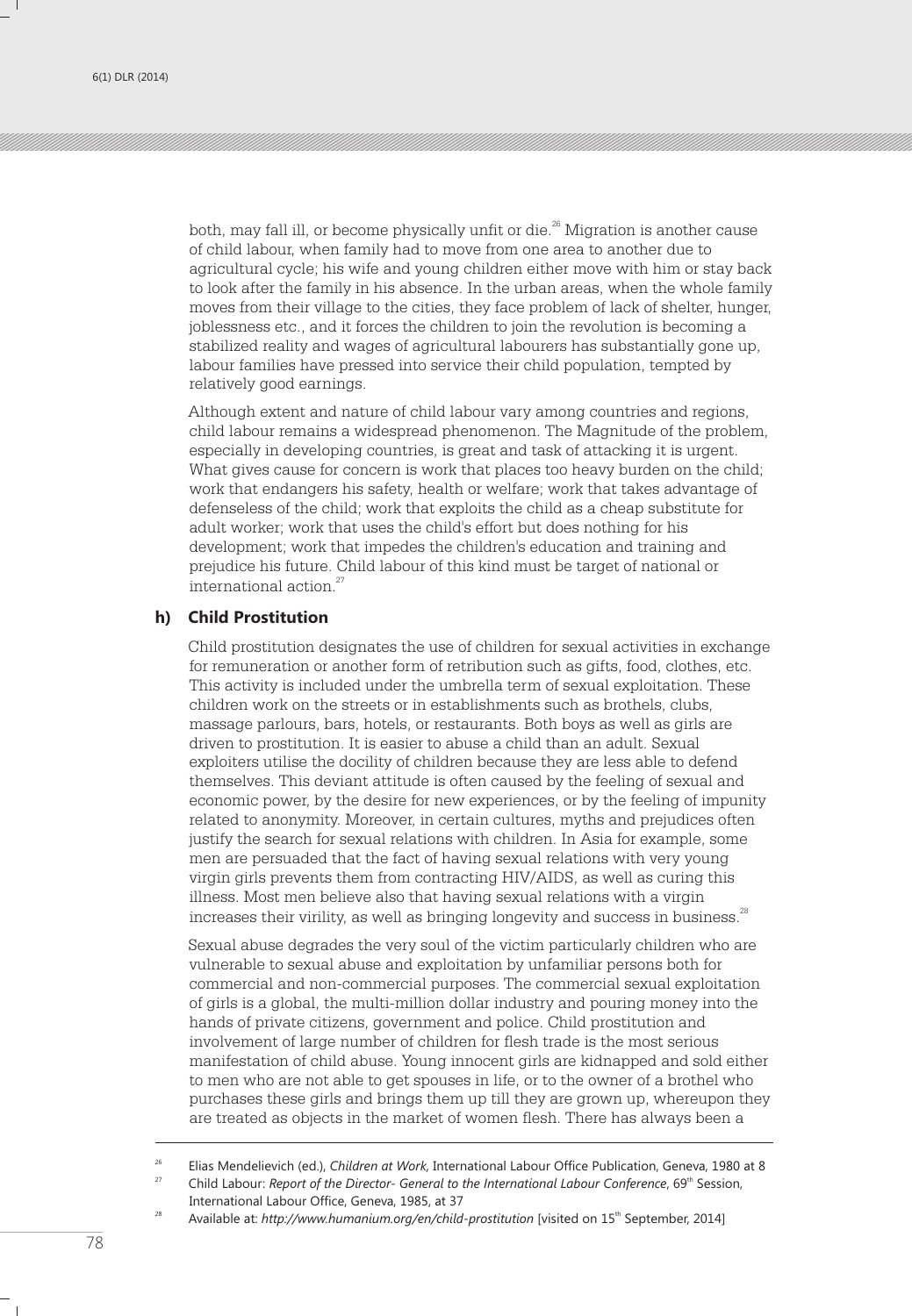both, may fall ill, or become physically unfit or die.[26] Migration is another cause of child labour, when family had to move from one area to another due to agricultural cycle; his wife and young children either move with him or stay back to look after the family in his absence. In the urban areas, when the whole family moves from their village to the cities, they face problem of lack of shelter, hunger, joblessness etc., and it forces the children to join the revolution is becoming a stabilized reality and wages of agricultural labourers has substantially gone up, labour families have pressed into service their child population, tempted by relatively good earnings.

Although extent and nature of child labour vary among countries and regions, child labour remains a widespread phenomenon. The Magnitude of the problem, especially in developing countries, is great and task of attacking it is urgent. What gives cause for concern is work that places too heavy burden on the child; work that endangers his safety, health or welfare; work that takes advantage of defenseless of the child; work that exploits the child as a cheap substitute for adult worker; work that uses the child's effort but does nothing for his development; work that impedes the children's education and training and prejudice his future. Child labour of this kind must be target of national or international action.[27]

### h) Child Prostitution

Child prostitution designates the use of children for sexual activities in exchange for remuneration or another form of retribution such as gifts, food, clothes, etc. This activity is included under the umbrella term of sexual exploitation. These children work on the streets or in establishments such as brothels, clubs, massage parlours, bars, hotels, or restaurants. Both boys as well as girls are driven to prostitution. It is easier to abuse a child than an adult. Sexual exploiters utilise the docility of children because they are less able to defend themselves. This deviant attitude is often caused by the feeling of sexual and economic power, by the desire for new experiences, or by the feeling of impunity related to anonymity. Moreover, in certain cultures, myths and prejudices often justify the search for sexual relations with children. In Asia for example, some men are persuaded that the fact of having sexual relations with very young virgin girls prevents them from contracting HIV/AIDS, as well as curing this illness. Most men believe also that having sexual relations with a virgin increases their virility, as well as bringing longevity and success in business.[28]

Sexual abuse degrades the very soul of the victim particularly children who are vulnerable to sexual abuse and exploitation by unfamiliar persons both for commercial and non-commercial purposes. The commercial sexual exploitation of girls is a global, the multi-million dollar industry and pouring money into the hands of private citizens, government and police. Child prostitution and involvement of large number of children for flesh trade is the most serious manifestation of child abuse. Young innocent girls are kidnapped and sold either to men who are not able to get spouses in life, or to the owner of a brothel who purchases these girls and brings them up till they are grown up, whereupon they are treated as objects in the market of women flesh. There has always been a

---

[26] Elias Mendelievich (ed.), *Children at Work*, International Labour Office Publication, Geneva, 1980 at 8

[27] Child Labour: *Report of the Director- General to the International Labour Conference*, 69th Session, International Labour Office, Geneva, 1985, at 37

[28] Available at: *http://www.humanium.org/en/child-prostitution* [visited on 15th September, 2014]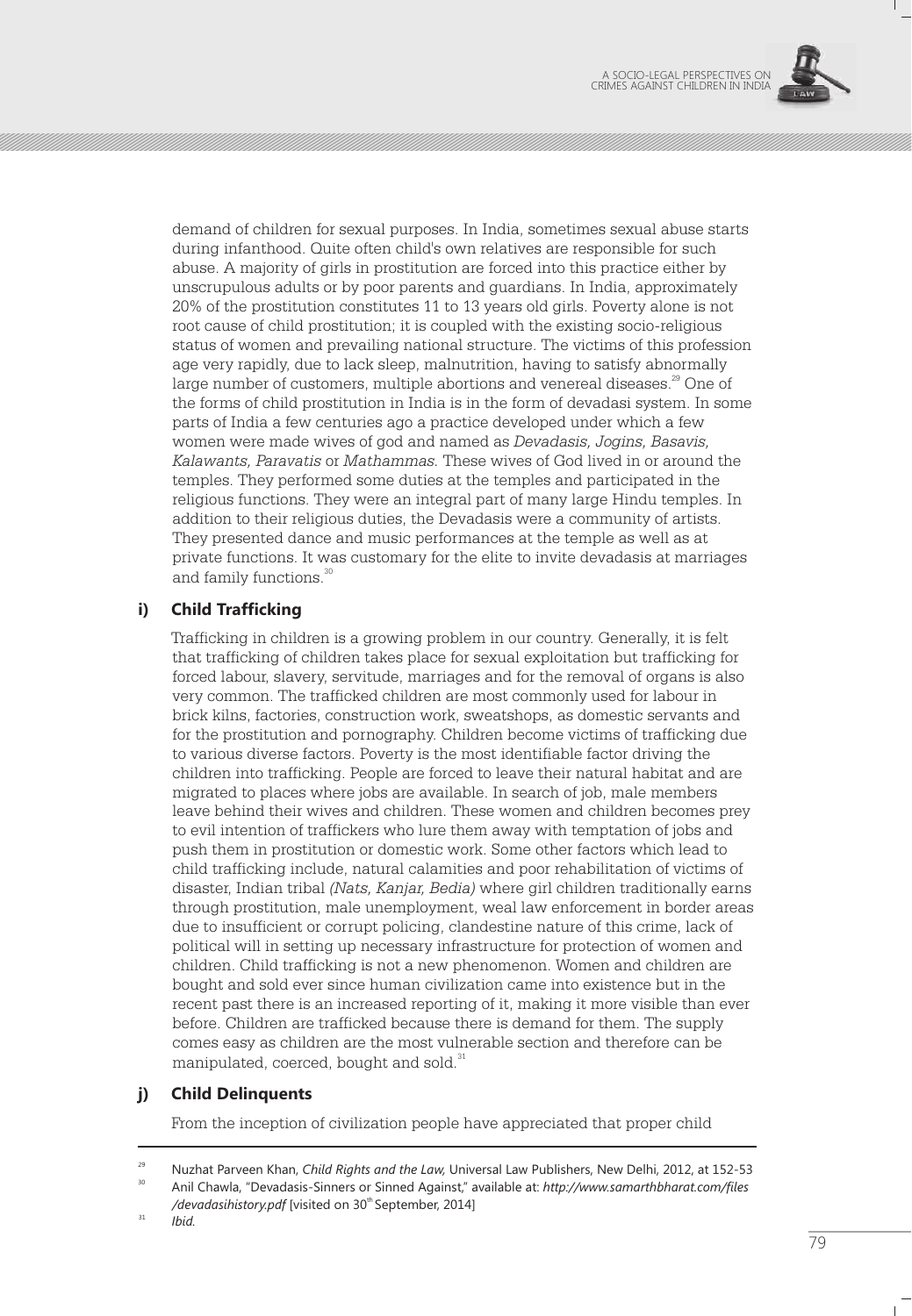demand of children for sexual purposes. In India, sometimes sexual abuse starts during infanthood. Quite often child's own relatives are responsible for such abuse. A majority of girls in prostitution are forced into this practice either by unscrupulous adults or by poor parents and guardians. In India, approximately 20% of the prostitution constitutes 11 to 13 years old girls. Poverty alone is not root cause of child prostitution; it is coupled with the existing socio-religious status of women and prevailing national structure. The victims of this profession age very rapidly, due to lack sleep, malnutrition, having to satisfy abnormally large number of customers, multiple abortions and venereal diseases.[29] One of the forms of child prostitution in India is in the form of devadasi system. In some parts of India a few centuries ago a practice developed under which a few women were made wives of god and named as *Devadasis, Jogins, Basavis, Kalawants, Paravatis* or *Mathammas*. These wives of God lived in or around the temples. They performed some duties at the temples and participated in the religious functions. They were an integral part of many large Hindu temples. In addition to their religious duties, the Devadasis were a community of artists. They presented dance and music performances at the temple as well as at private functions. It was customary for the elite to invite devadasis at marriages and family functions.[30]

### i) Child Trafficking

Trafficking in children is a growing problem in our country. Generally, it is felt that trafficking of children takes place for sexual exploitation but trafficking for forced labour, slavery, servitude, marriages and for the removal of organs is also very common. The trafficked children are most commonly used for labour in brick kilns, factories, construction work, sweatshops, as domestic servants and for the prostitution and pornography. Children become victims of trafficking due to various diverse factors. Poverty is the most identifiable factor driving the children into trafficking. People are forced to leave their natural habitat and are migrated to places where jobs are available. In search of job, male members leave behind their wives and children. These women and children becomes prey to evil intention of traffickers who lure them away with temptation of jobs and push them in prostitution or domestic work. Some other factors which lead to child trafficking include, natural calamities and poor rehabilitation of victims of disaster, Indian tribal *(Nats, Kanjar, Bedia)* where girl children traditionally earns through prostitution, male unemployment, weal law enforcement in border areas due to insufficient or corrupt policing, clandestine nature of this crime, lack of political will in setting up necessary infrastructure for protection of women and children. Child trafficking is not a new phenomenon. Women and children are bought and sold ever since human civilization came into existence but in the recent past there is an increased reporting of it, making it more visible than ever before. Children are trafficked because there is demand for them. The supply comes easy as children are the most vulnerable section and therefore can be manipulated, coerced, bought and sold.[31]

### j) Child Delinquents

From the inception of civilization people have appreciated that proper child

---

[29] Nuzhat Parveen Khan, *Child Rights and the Law,* Universal Law Publishers, New Delhi, 2012, at 152-53

[30] Anil Chawla, "Devadasis-Sinners or Sinned Against," available at: *http://www.samarthbharat.com/files/devadasihistory.pdf* [visited on 30th September, 2014]

[31] *Ibid.*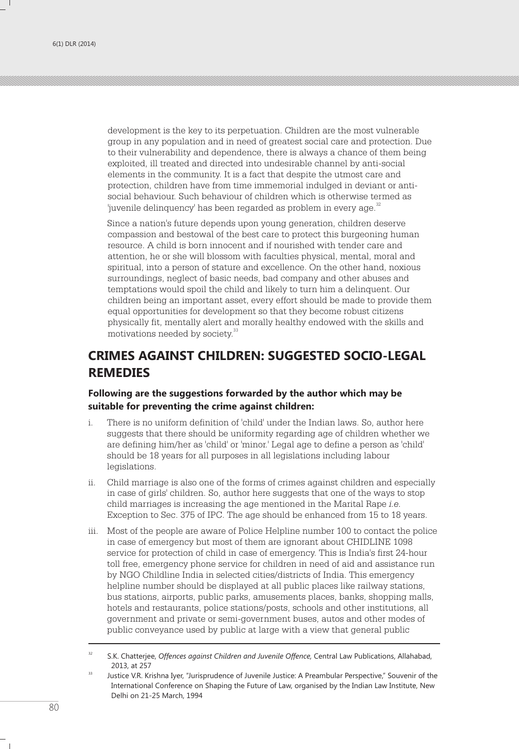development is the key to its perpetuation. Children are the most vulnerable group in any population and in need of greatest social care and protection. Due to their vulnerability and dependence, there is always a chance of them being exploited, ill treated and directed into undesirable channel by anti-social elements in the community. It is a fact that despite the utmost care and protection, children have from time immemorial indulged in deviant or anti-social behaviour. Such behaviour of children which is otherwise termed as 'juvenile delinquency' has been regarded as problem in every age.[32]

Since a nation's future depends upon young generation, children deserve compassion and bestowal of the best care to protect this burgeoning human resource. A child is born innocent and if nourished with tender care and attention, he or she will blossom with faculties physical, mental, moral and spiritual, into a person of stature and excellence. On the other hand, noxious surroundings, neglect of basic needs, bad company and other abuses and temptations would spoil the child and likely to turn him a delinquent. Our children being an important asset, every effort should be made to provide them equal opportunities for development so that they become robust citizens physically fit, mentally alert and morally healthy endowed with the skills and motivations needed by society.[33]

## CRIMES AGAINST CHILDREN: SUGGESTED SOCIO-LEGAL REMEDIES

### Following are the suggestions forwarded by the author which may be suitable for preventing the crime against children:

i. There is no uniform definition of 'child' under the Indian laws. So, author here suggests that there should be uniformity regarding age of children whether we are defining him/her as 'child' or 'minor.' Legal age to define a person as 'child' should be 18 years for all purposes in all legislations including labour legislations.

ii. Child marriage is also one of the forms of crimes against children and especially in case of girls' children. So, author here suggests that one of the ways to stop child marriages is increasing the age mentioned in the Marital Rape *i.e.* Exception to Sec. 375 of IPC. The age should be enhanced from 15 to 18 years.

iii. Most of the people are aware of Police Helpline number 100 to contact the police in case of emergency but most of them are ignorant about CHIDLINE 1098 service for protection of child in case of emergency. This is India's first 24-hour toll free, emergency phone service for children in need of aid and assistance run by NGO Childline India in selected cities/districts of India. This emergency helpline number should be displayed at all public places like railway stations, bus stations, airports, public parks, amusements places, banks, shopping malls, hotels and restaurants, police stations/posts, schools and other institutions, all government and private or semi-government buses, autos and other modes of public conveyance used by public at large with a view that general public

---

[32] S.K. Chatterjee, *Offences against Children and Juvenile Offence,* Central Law Publications, Allahabad, 2013, at 257

[33] Justice V.R. Krishna Iyer, "Jurisprudence of Juvenile Justice: A Preambular Perspective," Souvenir of the International Conference on Shaping the Future of Law, organised by the Indian Law Institute, New Delhi on 21-25 March, 1994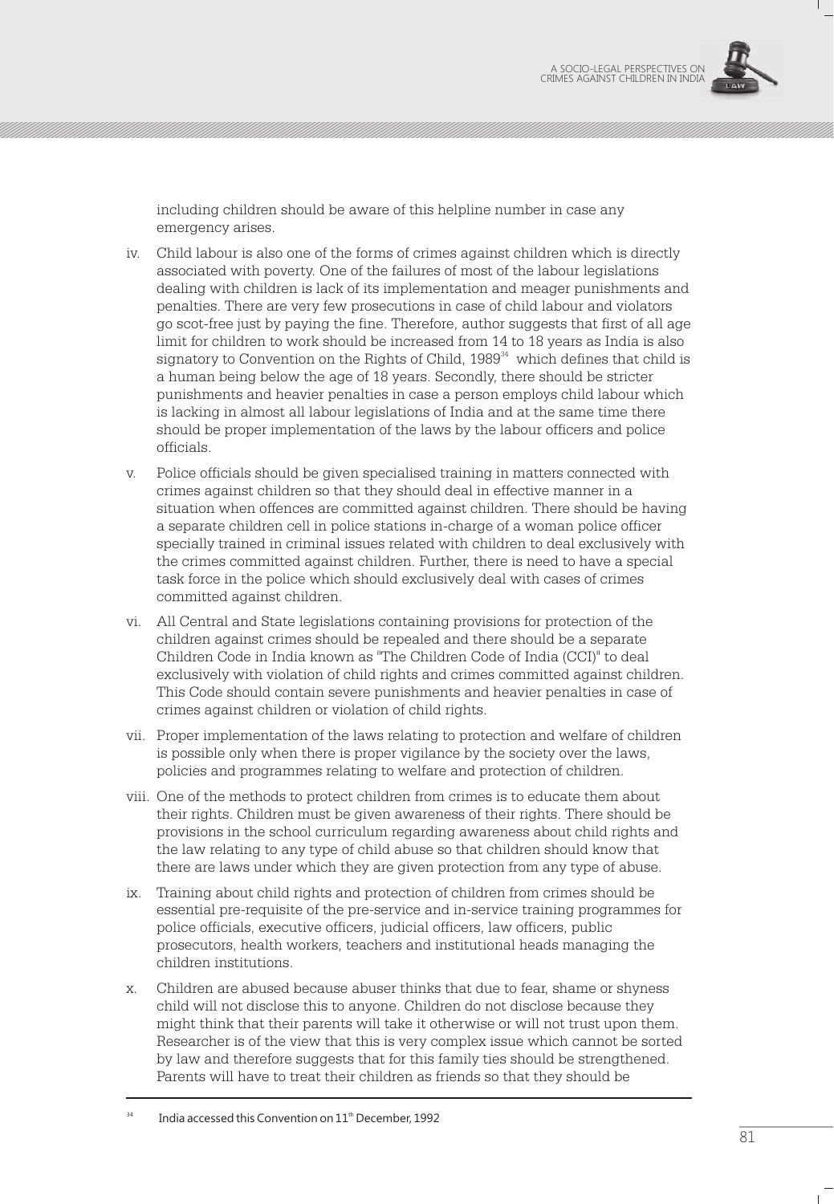including children should be aware of this helpline number in case any emergency arises.

iv. Child labour is also one of the forms of crimes against children which is directly associated with poverty. One of the failures of most of the labour legislations dealing with children is lack of its implementation and meager punishments and penalties. There are very few prosecutions in case of child labour and violators go scot-free just by paying the fine. Therefore, author suggests that first of all age limit for children to work should be increased from 14 to 18 years as India is also signatory to Convention on the Rights of Child, 1989[34] which defines that child is a human being below the age of 18 years. Secondly, there should be stricter punishments and heavier penalties in case a person employs child labour which is lacking in almost all labour legislations of India and at the same time there should be proper implementation of the laws by the labour officers and police officials.

v. Police officials should be given specialised training in matters connected with crimes against children so that they should deal in effective manner in a situation when offences are committed against children. There should be having a separate children cell in police stations in-charge of a woman police officer specially trained in criminal issues related with children to deal exclusively with the crimes committed against children. Further, there is need to have a special task force in the police which should exclusively deal with cases of crimes committed against children.

vi. All Central and State legislations containing provisions for protection of the children against crimes should be repealed and there should be a separate Children Code in India known as "The Children Code of India (CCI)" to deal exclusively with violation of child rights and crimes committed against children. This Code should contain severe punishments and heavier penalties in case of crimes against children or violation of child rights.

vii. Proper implementation of the laws relating to protection and welfare of children is possible only when there is proper vigilance by the society over the laws, policies and programmes relating to welfare and protection of children.

viii. One of the methods to protect children from crimes is to educate them about their rights. Children must be given awareness of their rights. There should be provisions in the school curriculum regarding awareness about child rights and the law relating to any type of child abuse so that children should know that there are laws under which they are given protection from any type of abuse.

ix. Training about child rights and protection of children from crimes should be essential pre-requisite of the pre-service and in-service training programmes for police officials, executive officers, judicial officers, law officers, public prosecutors, health workers, teachers and institutional heads managing the children institutions.

x. Children are abused because abuser thinks that due to fear, shame or shyness child will not disclose this to anyone. Children do not disclose because they might think that their parents will take it otherwise or will not trust upon them. Researcher is of the view that this is very complex issue which cannot be sorted by law and therefore suggests that for this family ties should be strengthened. Parents will have to treat their children as friends so that they should be

---

[34] India accessed this Convention on 11th December, 1992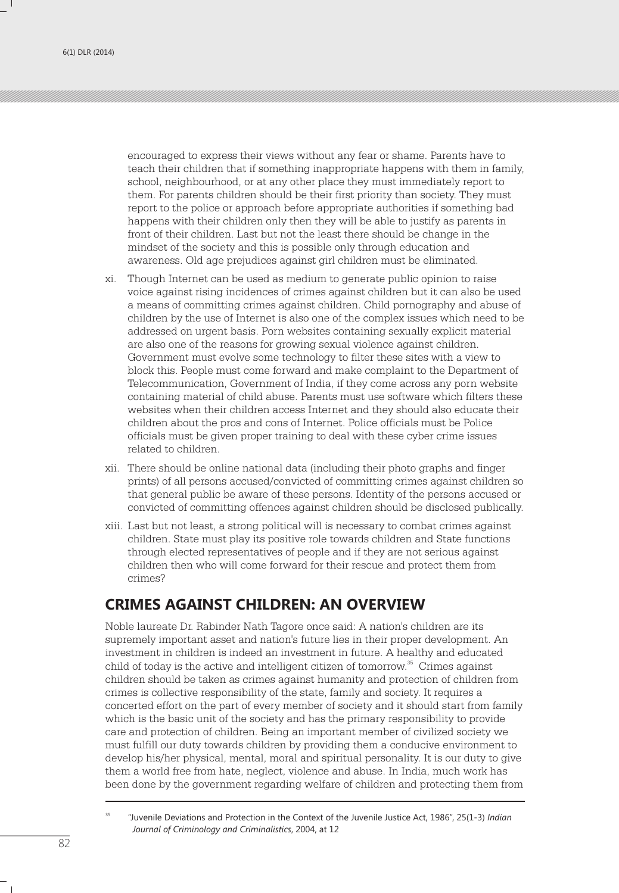encouraged to express their views without any fear or shame. Parents have to teach their children that if something inappropriate happens with them in family, school, neighbourhood, or at any other place they must immediately report to them. For parents children should be their first priority than society. They must report to the police or approach before appropriate authorities if something bad happens with their children only then they will be able to justify as parents in front of their children. Last but not the least there should be change in the mindset of the society and this is possible only through education and awareness. Old age prejudices against girl children must be eliminated.

xi. Though Internet can be used as medium to generate public opinion to raise voice against rising incidences of crimes against children but it can also be used a means of committing crimes against children. Child pornography and abuse of children by the use of Internet is also one of the complex issues which need to be addressed on urgent basis. Porn websites containing sexually explicit material are also one of the reasons for growing sexual violence against children. Government must evolve some technology to filter these sites with a view to block this. People must come forward and make complaint to the Department of Telecommunication, Government of India, if they come across any porn website containing material of child abuse. Parents must use software which filters these websites when their children access Internet and they should also educate their children about the pros and cons of Internet. Police officials must be Police officials must be given proper training to deal with these cyber crime issues related to children.

xii. There should be online national data (including their photo graphs and finger prints) of all persons accused/convicted of committing crimes against children so that general public be aware of these persons. Identity of the persons accused or convicted of committing offences against children should be disclosed publically.

xiii. Last but not least, a strong political will is necessary to combat crimes against children. State must play its positive role towards children and State functions through elected representatives of people and if they are not serious against children then who will come forward for their rescue and protect them from crimes?

## CRIMES AGAINST CHILDREN: AN OVERVIEW

Noble laureate Dr. Rabinder Nath Tagore once said: A nation's children are its supremely important asset and nation's future lies in their proper development. An investment in children is indeed an investment in future. A healthy and educated child of today is the active and intelligent citizen of tomorrow.[35] Crimes against children should be taken as crimes against humanity and protection of children from crimes is collective responsibility of the state, family and society. It requires a concerted effort on the part of every member of society and it should start from family which is the basic unit of the society and has the primary responsibility to provide care and protection of children. Being an important member of civilized society we must fulfill our duty towards children by providing them a conducive environment to develop his/her physical, mental, moral and spiritual personality. It is our duty to give them a world free from hate, neglect, violence and abuse. In India, much work has been done by the government regarding welfare of children and protecting them from

---

[35] "Juvenile Deviations and Protection in the Context of the Juvenile Justice Act, 1986", 25(1-3) *Indian Journal of Criminology and Criminalistics*, 2004, at 12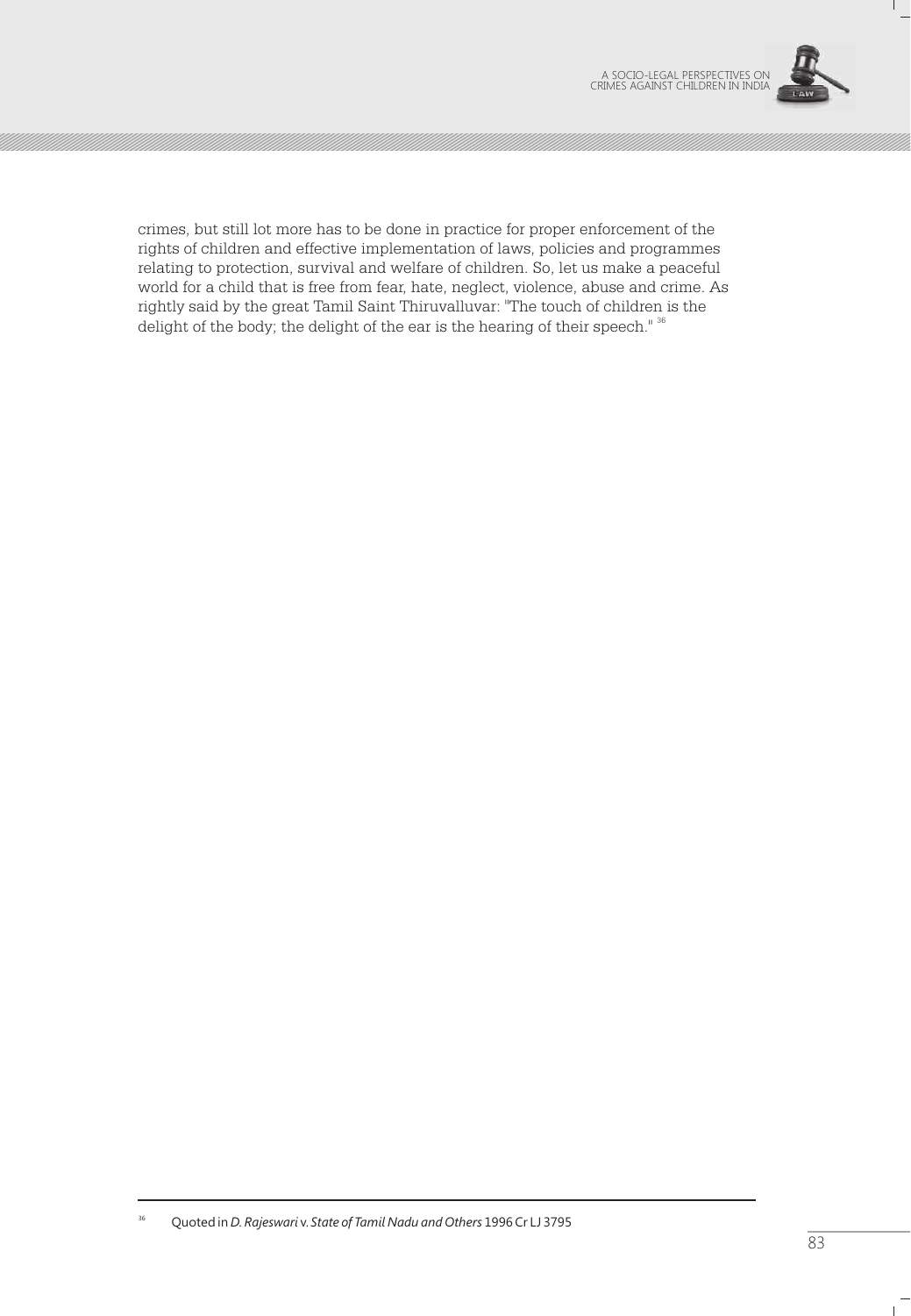crimes, but still lot more has to be done in practice for proper enforcement of the rights of children and effective implementation of laws, policies and programmes relating to protection, survival and welfare of children. So, let us make a peaceful world for a child that is free from fear, hate, neglect, violence, abuse and crime. As rightly said by the great Tamil Saint Thiruvalluvar: "The touch of children is the delight of the body; the delight of the ear is the hearing of their speech." [36]

---

[36] Quoted in *D. Rajeswari* v. *State of Tamil Nadu and Others* 1996 Cr LJ 3795